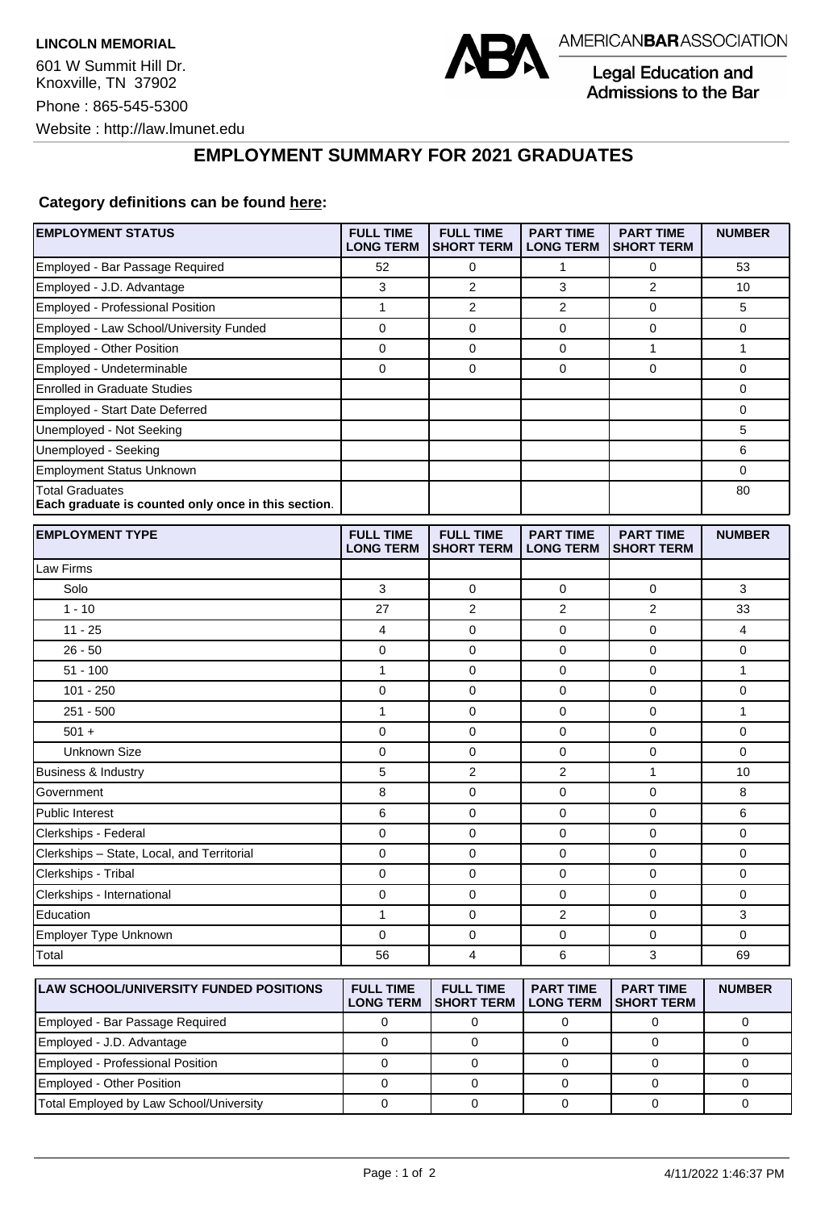**LINCOLN MEMORIAL**

601 W Summit Hill Dr.
Knoxville, TN 37902

Phone : 865-545-5300

Website : http://law.lmunet.edu

AMERICAN**BAR**ASSOCIATION

Legal Education and Admissions to the Bar

# EMPLOYMENT SUMMARY FOR 2021 GRADUATES

**Category definitions can be found here:**

| EMPLOYMENT STATUS | FULL TIME LONG TERM | FULL TIME SHORT TERM | PART TIME LONG TERM | PART TIME SHORT TERM | NUMBER |
|---|---|---|---|---|---|
| Employed - Bar Passage Required | 52 | 0 | 1 | 0 | 53 |
| Employed - J.D. Advantage | 3 | 2 | 3 | 2 | 10 |
| Employed - Professional Position | 1 | 2 | 2 | 0 | 5 |
| Employed - Law School/University Funded | 0 | 0 | 0 | 0 | 0 |
| Employed - Other Position | 0 | 0 | 0 | 1 | 1 |
| Employed - Undeterminable | 0 | 0 | 0 | 0 | 0 |
| Enrolled in Graduate Studies | | | | | 0 |
| Employed - Start Date Deferred | | | | | 0 |
| Unemployed - Not Seeking | | | | | 5 |
| Unemployed - Seeking | | | | | 6 |
| Employment Status Unknown | | | | | 0 |
| Total Graduates **Each graduate is counted only once in this section**. | | | | | 80 |

| EMPLOYMENT TYPE | FULL TIME LONG TERM | FULL TIME SHORT TERM | PART TIME LONG TERM | PART TIME SHORT TERM | NUMBER |
|---|---|---|---|---|---|
| Law Firms | | | | | |
| Solo | 3 | 0 | 0 | 0 | 3 |
| 1 - 10 | 27 | 2 | 2 | 2 | 33 |
| 11 - 25 | 4 | 0 | 0 | 0 | 4 |
| 26 - 50 | 0 | 0 | 0 | 0 | 0 |
| 51 - 100 | 1 | 0 | 0 | 0 | 1 |
| 101 - 250 | 0 | 0 | 0 | 0 | 0 |
| 251 - 500 | 1 | 0 | 0 | 0 | 1 |
| 501 + | 0 | 0 | 0 | 0 | 0 |
| Unknown Size | 0 | 0 | 0 | 0 | 0 |
| Business & Industry | 5 | 2 | 2 | 1 | 10 |
| Government | 8 | 0 | 0 | 0 | 8 |
| Public Interest | 6 | 0 | 0 | 0 | 6 |
| Clerkships - Federal | 0 | 0 | 0 | 0 | 0 |
| Clerkships – State, Local, and Territorial | 0 | 0 | 0 | 0 | 0 |
| Clerkships - Tribal | 0 | 0 | 0 | 0 | 0 |
| Clerkships - International | 0 | 0 | 0 | 0 | 0 |
| Education | 1 | 0 | 2 | 0 | 3 |
| Employer Type Unknown | 0 | 0 | 0 | 0 | 0 |
| Total | 56 | 4 | 6 | 3 | 69 |

| LAW SCHOOL/UNIVERSITY FUNDED POSITIONS | FULL TIME LONG TERM | FULL TIME SHORT TERM | PART TIME LONG TERM | PART TIME SHORT TERM | NUMBER |
|---|---|---|---|---|---|
| Employed - Bar Passage Required | 0 | 0 | 0 | 0 | 0 |
| Employed - J.D. Advantage | 0 | 0 | 0 | 0 | 0 |
| Employed - Professional Position | 0 | 0 | 0 | 0 | 0 |
| Employed - Other Position | 0 | 0 | 0 | 0 | 0 |
| Total Employed by Law School/University | 0 | 0 | 0 | 0 | 0 |

4/11/2022 1:46:37 PM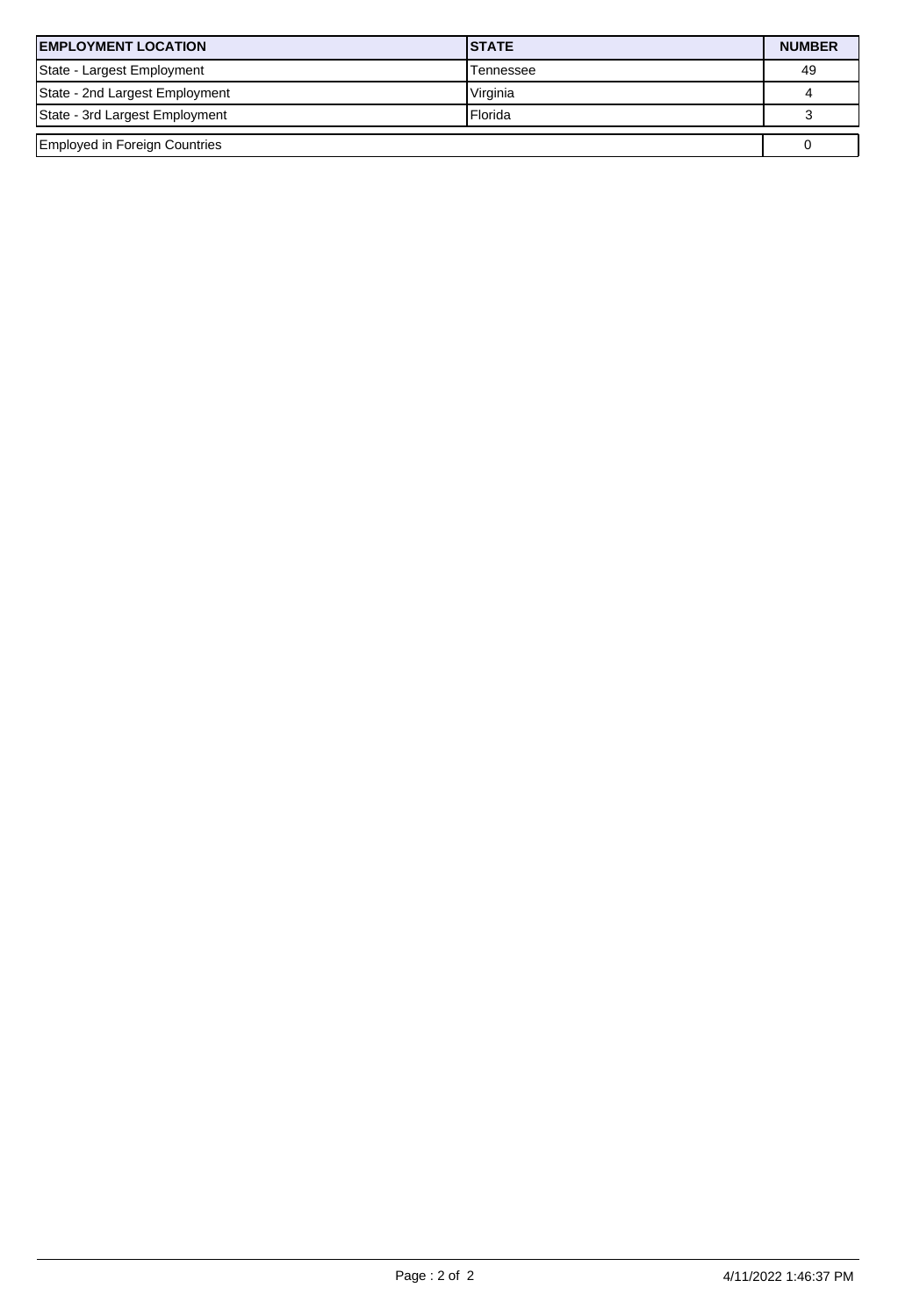| EMPLOYMENT LOCATION | STATE | NUMBER |
| --- | --- | --- |
| State - Largest Employment | Tennessee | 49 |
| State - 2nd Largest Employment | Virginia | 4 |
| State - 3rd Largest Employment | Florida | 3 |
| Employed in Foreign Countries | | 0 |